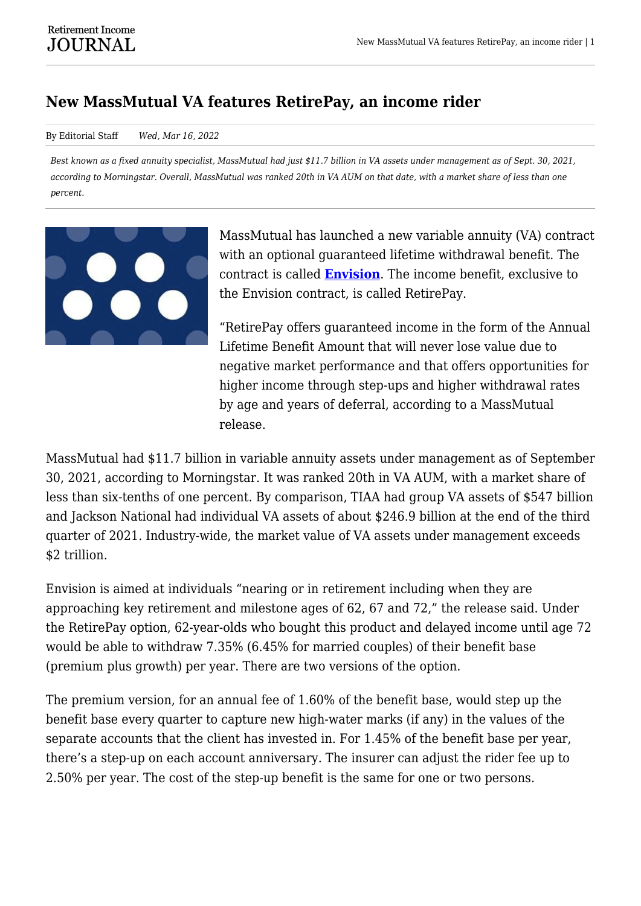# New MassMutual VA features RetirePay, an income rider

By Editorial Staff *Wed, Mar 16, 2022*

*Best known as a fixed annuity specialist, MassMutual had just $11.7 billion in VA assets under management as of Sept. 30, 2021, according to Morningstar. Overall, MassMutual was ranked 20th in VA AUM on that date, with a market share of less than one percent.*

MassMutual has launched a new variable annuity (VA) contract with an optional guaranteed lifetime withdrawal benefit. The contract is called **Envision**. The income benefit, exclusive to the Envision contract, is called RetirePay.

"RetirePay offers guaranteed income in the form of the Annual Lifetime Benefit Amount that will never lose value due to negative market performance and that offers opportunities for higher income through step-ups and higher withdrawal rates by age and years of deferral, according to a MassMutual release.

MassMutual had $11.7 billion in variable annuity assets under management as of September 30, 2021, according to Morningstar. It was ranked 20th in VA AUM, with a market share of less than six-tenths of one percent. By comparison, TIAA had group VA assets of $547 billion and Jackson National had individual VA assets of about $246.9 billion at the end of the third quarter of 2021. Industry-wide, the market value of VA assets under management exceeds $2 trillion.

Envision is aimed at individuals "nearing or in retirement including when they are approaching key retirement and milestone ages of 62, 67 and 72," the release said. Under the RetirePay option, 62-year-olds who bought this product and delayed income until age 72 would be able to withdraw 7.35% (6.45% for married couples) of their benefit base (premium plus growth) per year. There are two versions of the option.

The premium version, for an annual fee of 1.60% of the benefit base, would step up the benefit base every quarter to capture new high-water marks (if any) in the values of the separate accounts that the client has invested in. For 1.45% of the benefit base per year, there's a step-up on each account anniversary. The insurer can adjust the rider fee up to 2.50% per year. The cost of the step-up benefit is the same for one or two persons.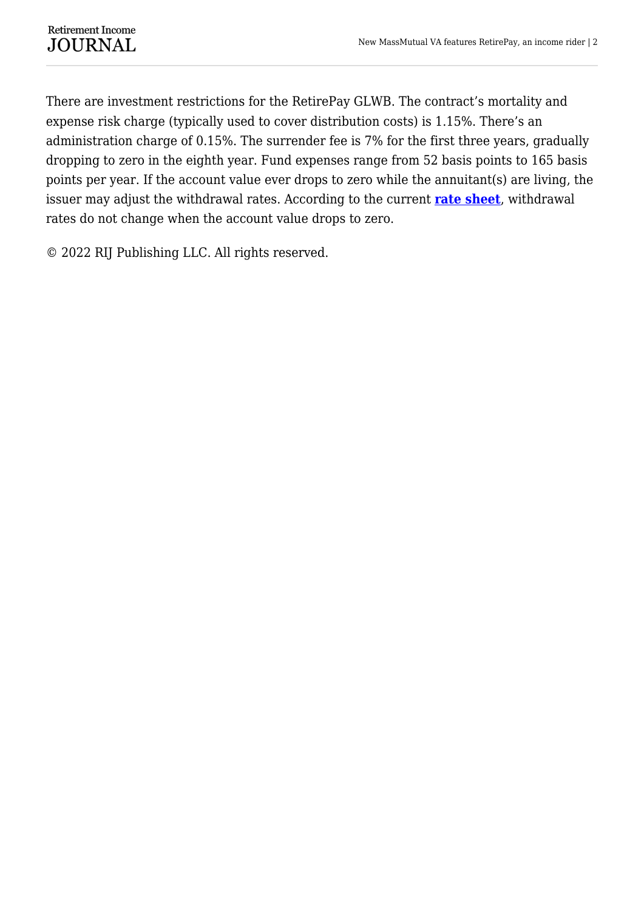There are investment restrictions for the RetirePay GLWB. The contract's mortality and expense risk charge (typically used to cover distribution costs) is 1.15%. There's an administration charge of 0.15%. The surrender fee is 7% for the first three years, gradually dropping to zero in the eighth year. Fund expenses range from 52 basis points to 165 basis points per year. If the account value ever drops to zero while the annuitant(s) are living, the issuer may adjust the withdrawal rates. According to the current **rate sheet**, withdrawal rates do not change when the account value drops to zero.

© 2022 RIJ Publishing LLC. All rights reserved.